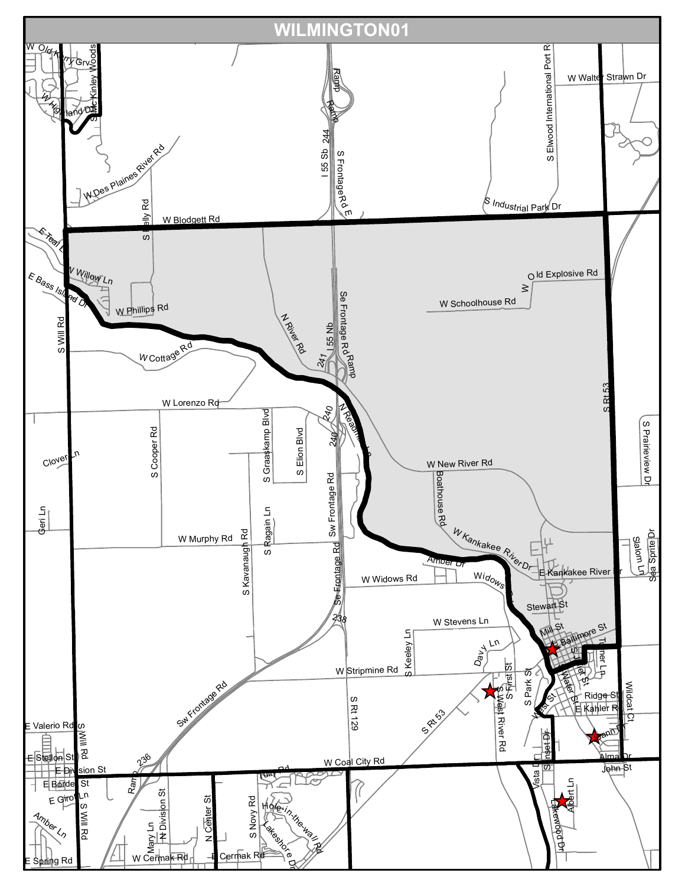# WILMINGTON01

W Old Kerry Grv
S McKinley Woods
W Highland Dr
W Des Plaines River Rd
Ramp
Ramp
I 55 Sb
244
S Frontage Rd E
S Elwood International Port Rd
W Walter Strawn Dr
S Industrial Park Dr
W Blodgett Rd
S Kelly Rd
E Teal Ln
W Willow Ln
E Bass Island Dr
W Phillips Rd
W Old Explosive Rd
W Schoolhouse Rd
N River Rd
I 55 Nb
Se Frontage Rd Ramp
241
S Will Rd
W Cottage Rd
S Rt 53
W Lorenzo Rd
S Graaskamp Blvd
S Elion Blvd
240
240
N Readman Ln
S Prairieview Dr
Clover Ln
S Cooper Rd
W New River Rd
Boathouse Rd
Geri Ln
S Kavanaugh Rd
S Ragain Ln
Sw Frontage Rd
W Murphy Rd
W Kankakee River Dr
Slalom Ln
Sea Sprite Dr
Amber Dr
E Kankakee River Dr
Se Frontage Rd
W Widows Rd
Widows Rd
Stewart St
238
W Stevens Ln
Mill St
E Baltimore St
Turner Ln
Davy Ln
S Keeley Ln
W Stripmine Rd
S First St
S Park St
Water St
Ridge St
Wildcat Ct
S West River Rd
S Rt 53
West St
E Kahler Rd
Penn Dr
E Valerio Rd
S Will Rd
S Rt 129
Sw Frontage Rd
Sunset Dr
E Stellon St
Alma Dr
John St
236
W Coal City Rd
E Division St
E Border St
Vista Dr
Albert Ln
E Giron Ln
S Will Rd
Ramp
Mary Ln
N Division St
N Center St
S Novy Rd
Hole-in-the-wall Rd
Lakewood Dr
Amber Ln
Lakeshore Dr
W Cermak Rd
E Cermak Rd
E Spring Rd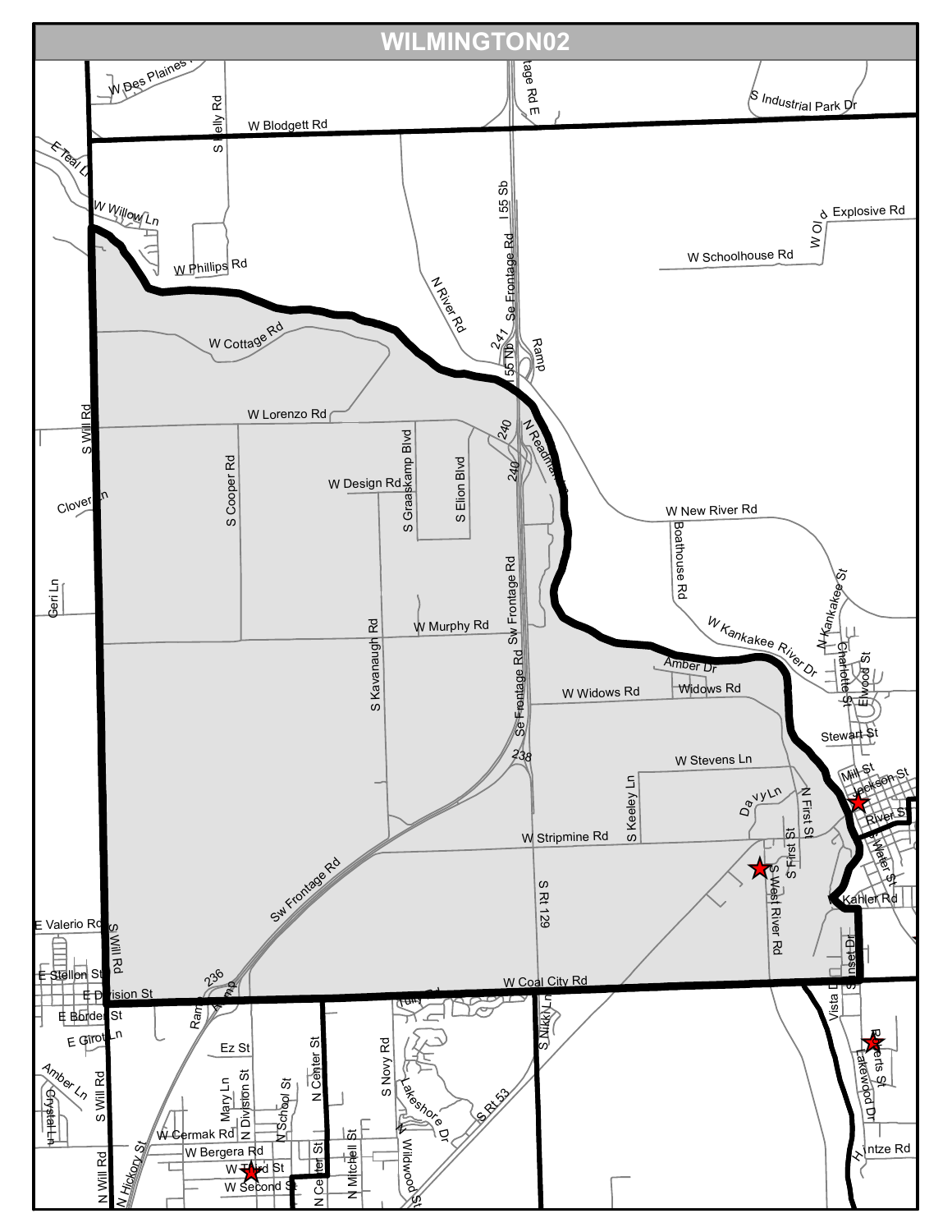# WILMINGTON02

W Des Plaines
S Kelly Rd
W Blodgett Rd
S Industrial Park Dr
E Teal Ln
W Willow Ln
W Phillips Rd
N River Rd
Se Frontage Rd
I 55 Sb
Frontage Rd E
W Old Explosive Rd
W Schoolhouse Rd
W Cottage Rd
241
I 55 Nb
Ramp
W Lorenzo Rd
S Will Rd
240
N Readman Ln
W Design Rd
S Graaskamp Blvd
S Elion Blvd
S Cooper Rd
Clover Ln
W New River Rd
Boathouse Rd
Sw Frontage Rd
Geri Ln
W Murphy Rd
S Kavanaugh Rd
Sw Frontage Rd
W Kankakee River Dr
N Kankakee St
Amber Dr
Charlotte St
Elwood St
W Widows Rd
Widows Rd
Se Frontage Rd
Stewart St
238
W Stevens Ln
Mill St
Jackson St
Davy Ln
N First St
S Keeley Ln
River St
W Stripmine Rd
S First St
S Water St
S West River Rd
Sw Frontage Rd
S Rt 129
Kahler Rd
E Valerio Rd
S Will Rd
E Stellon St
236
Ramp
W Coal City Rd
E Division St
E Border St
Ramp
Sunset Dr
Vista Dr
E Girot Ln
Ez St
S Novy Rd
S Nikki Ln
Roberts St
Amber Ln
Mary Ln
N Division St
N School St
N Center St
Lakeshore Dr
S Rt 53
Lakewood Dr
Crystal Ln
S Will Rd
W Cermak Rd
W Bergera Rd
Wildwood St
Hintze Rd
N Will Rd
N Hickory St
W Third St
W Second St
N Center St
N Mitchell St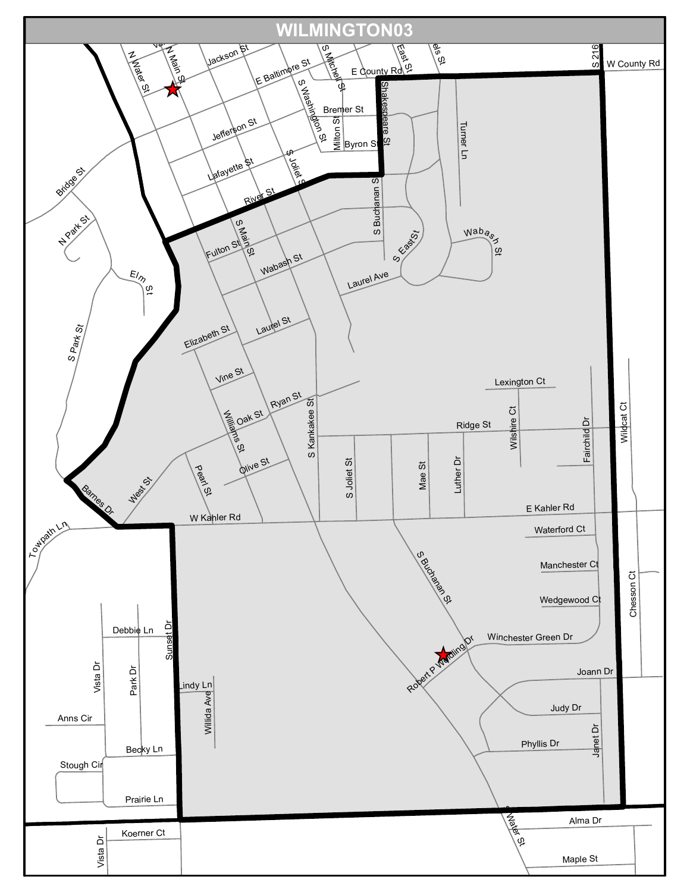# WILMINGTON03

N Main St
Jackson St
N Water St
E Baltimore St
S Mitchell St
East St
E County Rd
S 216
W County Rd
S Washington St
Bremer St
Shakespeare St
Turner Ln
Jefferson St
Milton St
Byron St
Bridge St
Lafayette St
S Joliet St
N Park St
River St
S Buchanan St
S Main St
Fulton St
S East St
Wabash St
Elm St
Wabash St
Laurel Ave
S Park St
Elizabeth St
Laurel St
Vine St
Lexington Ct
Ryan St
Oak St
Williams St
S Kankakee St
Ridge St
Wilshire Ct
Fairchild Dr
Wildcat Ct
Olive St
Pearl St
S Joliet St
Mae St
Luther Dr
West St
Barnes Dr
W Kahler Rd
E Kahler Rd
Waterford Ct
Towpath Ln
S Buchanan St
Manchester Ct
Chesson Ct
Wedgewood Ct
Debbie Ln
Sunset Dr
Winchester Green Dr
Robert P Wadling Dr
Vista Dr
Park Dr
Joann Dr
Lindy Ln
Willida Ave
Anns Cir
Judy Dr
Janet Dr
Becky Ln
Phyllis Dr
Stough Cir
Prairie Ln
S Water St
Alma Dr
Koerner Ct
Vista Dr
Maple St